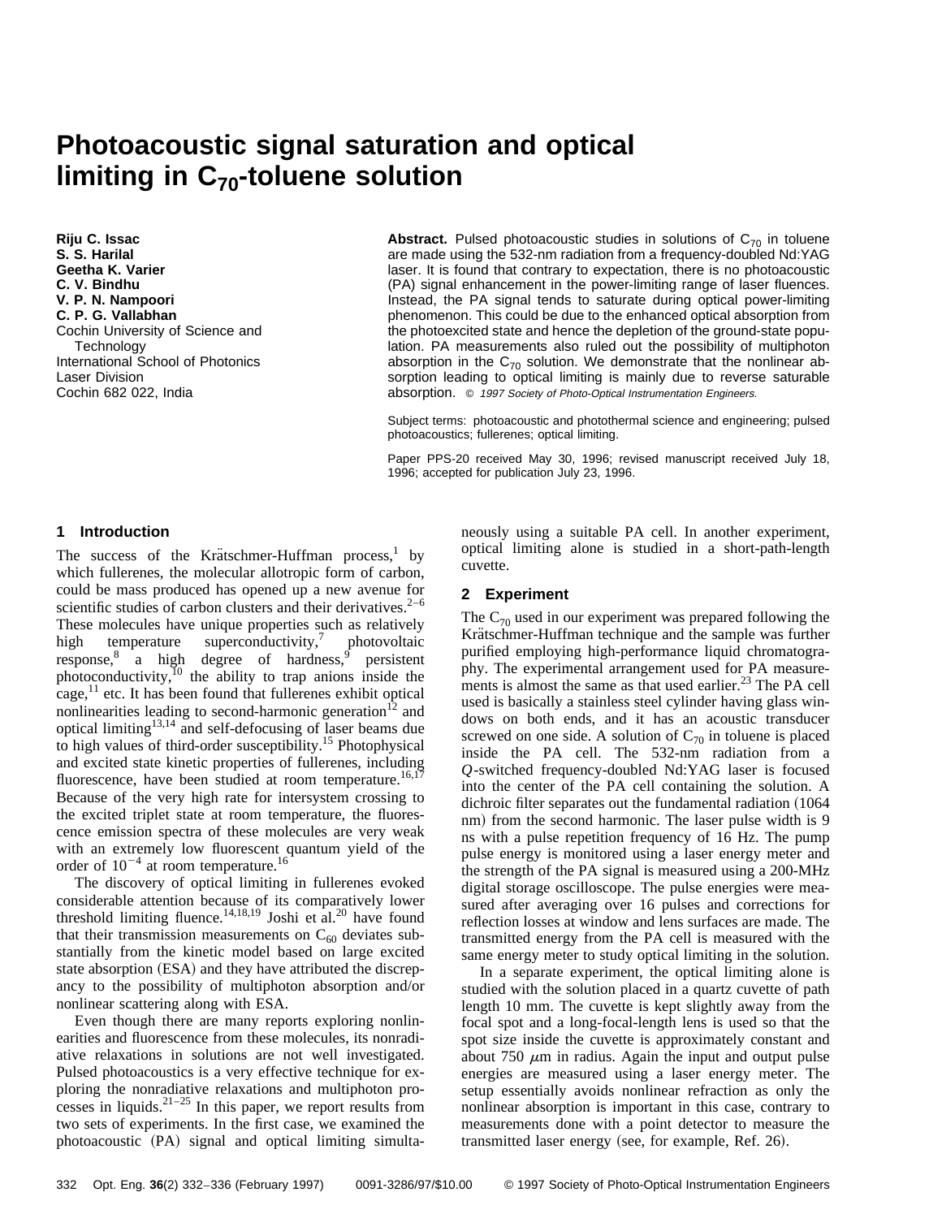# Photoacoustic signal saturation and optical limiting in $C_{70}$-toluene solution

**Riju C. Issac**
**S. S. Harilal**
**Geetha K. Varier**
**C. V. Bindhu**
**V. P. N. Nampoori**
**C. P. G. Vallabhan**
Cochin University of Science and Technology
International School of Photonics
Laser Division
Cochin 682 022, India

**Abstract.** Pulsed photoacoustic studies in solutions of $C_{70}$ in toluene are made using the 532-nm radiation from a frequency-doubled Nd:YAG laser. It is found that contrary to expectation, there is no photoacoustic (PA) signal enhancement in the power-limiting range of laser fluences. Instead, the PA signal tends to saturate during optical power-limiting phenomenon. This could be due to the enhanced optical absorption from the photoexcited state and hence the depletion of the ground-state population. PA measurements also ruled out the possibility of multiphoton absorption in the $C_{70}$ solution. We demonstrate that the nonlinear absorption leading to optical limiting is mainly due to reverse saturable absorption. *© 1997 Society of Photo-Optical Instrumentation Engineers.*

Subject terms: photoacoustic and photothermal science and engineering; pulsed photoacoustics; fullerenes; optical limiting.

Paper PPS-20 received May 30, 1996; revised manuscript received July 18, 1996; accepted for publication July 23, 1996.

## 1 Introduction

The success of the Krätschmer-Huffman process,[1] by which fullerenes, the molecular allotropic form of carbon, could be mass produced has opened up a new avenue for scientific studies of carbon clusters and their derivatives.[2–6] These molecules have unique properties such as relatively high temperature superconductivity,[7] photovoltaic response,[8] a high degree of hardness,[9] persistent photoconductivity,[10] the ability to trap anions inside the cage,[11] etc. It has been found that fullerenes exhibit optical nonlinearities leading to second-harmonic generation[12] and optical limiting[13,14] and self-defocusing of laser beams due to high values of third-order susceptibility.[15] Photophysical and excited state kinetic properties of fullerenes, including fluorescence, have been studied at room temperature.[16,17] Because of the very high rate for intersystem crossing to the excited triplet state at room temperature, the fluorescence emission spectra of these molecules are very weak with an extremely low fluorescent quantum yield of the order of $10^{-4}$ at room temperature.[16]

The discovery of optical limiting in fullerenes evoked considerable attention because of its comparatively lower threshold limiting fluence.[14,18,19] Joshi et al.[20] have found that their transmission measurements on $C_{60}$ deviates substantially from the kinetic model based on large excited state absorption (ESA) and they have attributed the discrepancy to the possibility of multiphoton absorption and/or nonlinear scattering along with ESA.

Even though there are many reports exploring nonlinearities and fluorescence from these molecules, its nonradiative relaxations in solutions are not well investigated. Pulsed photoacoustics is a very effective technique for exploring the nonradiative relaxations and multiphoton processes in liquids.[21–25] In this paper, we report results from two sets of experiments. In the first case, we examined the photoacoustic (PA) signal and optical limiting simultaneously using a suitable PA cell. In another experiment, optical limiting alone is studied in a short-path-length cuvette.

## 2 Experiment

The $C_{70}$ used in our experiment was prepared following the Krätschmer-Huffman technique and the sample was further purified employing high-performance liquid chromatography. The experimental arrangement used for PA measurements is almost the same as that used earlier.[23] The PA cell used is basically a stainless steel cylinder having glass windows on both ends, and it has an acoustic transducer screwed on one side. A solution of $C_{70}$ in toluene is placed inside the PA cell. The 532-nm radiation from a $Q$-switched frequency-doubled Nd:YAG laser is focused into the center of the PA cell containing the solution. A dichroic filter separates out the fundamental radiation (1064 nm) from the second harmonic. The laser pulse width is 9 ns with a pulse repetition frequency of 16 Hz. The pump pulse energy is monitored using a laser energy meter and the strength of the PA signal is measured using a 200-MHz digital storage oscilloscope. The pulse energies were measured after averaging over 16 pulses and corrections for reflection losses at window and lens surfaces are made. The transmitted energy from the PA cell is measured with the same energy meter to study optical limiting in the solution.

In a separate experiment, the optical limiting alone is studied with the solution placed in a quartz cuvette of path length 10 mm. The cuvette is kept slightly away from the focal spot and a long-focal-length lens is used so that the spot size inside the cuvette is approximately constant and about 750 $\mu$m in radius. Again the input and output pulse energies are measured using a laser energy meter. The setup essentially avoids nonlinear refraction as only the nonlinear absorption is important in this case, contrary to measurements done with a point detector to measure the transmitted laser energy (see, for example, Ref. 26).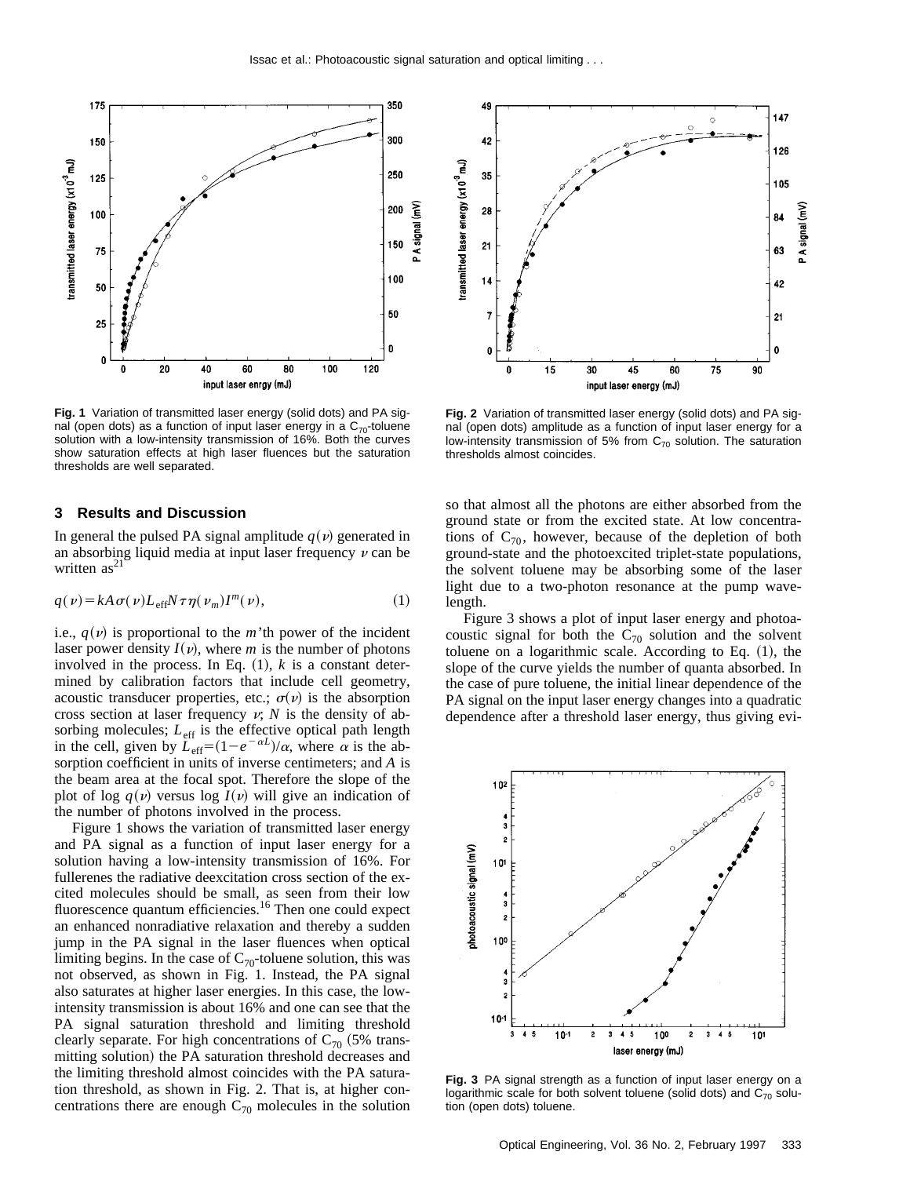Fig. 1 Variation of transmitted laser energy (solid dots) and PA signal (open dots) as a function of input laser energy in a $C_{70}$-toluene solution with a low-intensity transmission of 16%. Both the curves show saturation effects at high laser fluences but the saturation thresholds are well separated.

Fig. 2 Variation of transmitted laser energy (solid dots) and PA signal (open dots) amplitude as a function of input laser energy for a low-intensity transmission of 5% from $C_{70}$ solution. The saturation thresholds almost coincides.

## 3 Results and Discussion

In general the pulsed PA signal amplitude $q(\nu)$ generated in an absorbing liquid media at input laser frequency $\nu$ can be written as[21]

$$q(\nu)=kA\sigma(\nu)L_{\mathrm{eff}}N\tau\eta(\nu_m)I^m(\nu), \tag{1}$$

i.e., $q(\nu)$ is proportional to the $m$'th power of the incident laser power density $I(\nu)$, where $m$ is the number of photons involved in the process. In Eq. (1), $k$ is a constant determined by calibration factors that include cell geometry, acoustic transducer properties, etc.; $\sigma(\nu)$ is the absorption cross section at laser frequency $\nu$; $N$ is the density of absorbing molecules; $L_{\mathrm{eff}}$ is the effective optical path length in the cell, given by $L_{\mathrm{eff}}=(1-e^{-\alpha L})/\alpha$, where $\alpha$ is the absorption coefficient in units of inverse centimeters; and $A$ is the beam area at the focal spot. Therefore the slope of the plot of $\log q(\nu)$ versus $\log I(\nu)$ will give an indication of the number of photons involved in the process.

Figure 1 shows the variation of transmitted laser energy and PA signal as a function of input laser energy for a solution having a low-intensity transmission of 16%. For fullerenes the radiative deexcitation cross section of the excited molecules should be small, as seen from their low fluorescence quantum efficiencies.[16] Then one could expect an enhanced nonradiative relaxation and thereby a sudden jump in the PA signal in the laser fluences when optical limiting begins. In the case of $C_{70}$-toluene solution, this was not observed, as shown in Fig. 1. Instead, the PA signal also saturates at higher laser energies. In this case, the low-intensity transmission is about 16% and one can see that the PA signal saturation threshold and limiting threshold clearly separate. For high concentrations of $C_{70}$ (5% transmitting solution) the PA saturation threshold decreases and the limiting threshold almost coincides with the PA saturation threshold, as shown in Fig. 2. That is, at higher concentrations there are enough $C_{70}$ molecules in the solution so that almost all the photons are either absorbed from the ground state or from the excited state. At low concentrations of $C_{70}$, however, because of the depletion of both ground-state and the photoexcited triplet-state populations, the solvent toluene may be absorbing some of the laser light due to a two-photon resonance at the pump wavelength.

Figure 3 shows a plot of input laser energy and photoacoustic signal for both the $C_{70}$ solution and the solvent toluene on a logarithmic scale. According to Eq. (1), the slope of the curve yields the number of quanta absorbed. In the case of pure toluene, the initial linear dependence of the PA signal on the input laser energy changes into a quadratic dependence after a threshold laser energy, thus giving evi-

Fig. 3 PA signal strength as a function of input laser energy on a logarithmic scale for both solvent toluene (solid dots) and $C_{70}$ solution (open dots) toluene.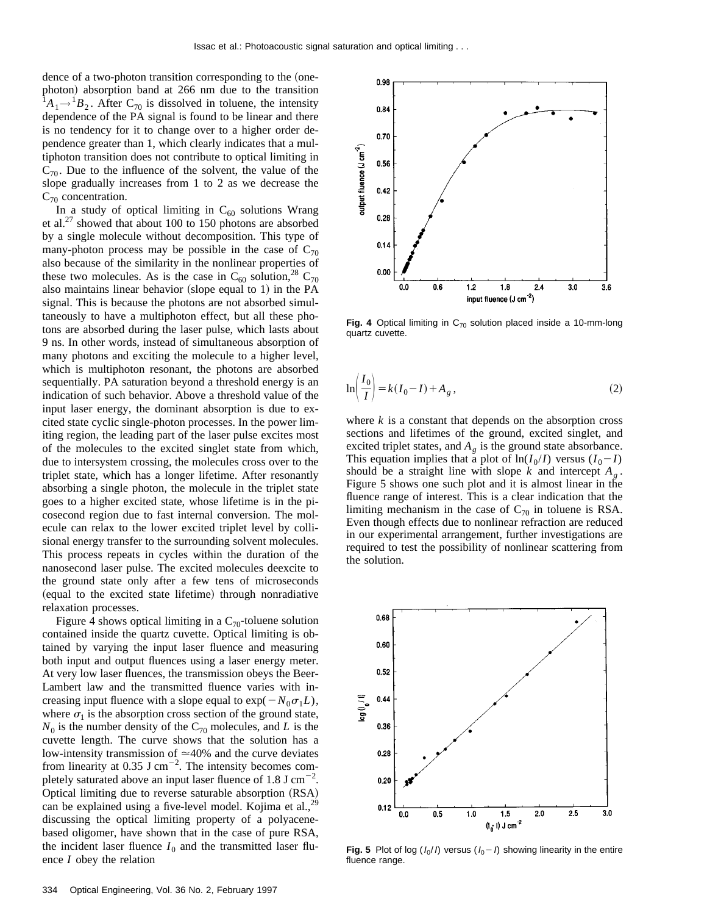dence of a two-photon transition corresponding to the (one-photon) absorption band at 266 nm due to the transition $^1A_1 \rightarrow {}^1B_2$. After $C_{70}$ is dissolved in toluene, the intensity dependence of the PA signal is found to be linear and there is no tendency for it to change over to a higher order dependence greater than 1, which clearly indicates that a multiphoton transition does not contribute to optical limiting in $C_{70}$. Due to the influence of the solvent, the value of the slope gradually increases from 1 to 2 as we decrease the $C_{70}$ concentration.

In a study of optical limiting in $C_{60}$ solutions Wrang et al.[27] showed that about 100 to 150 photons are absorbed by a single molecule without decomposition. This type of many-photon process may be possible in the case of $C_{70}$ also because of the similarity in the nonlinear properties of these two molecules. As is the case in $C_{60}$ solution,[28] $C_{70}$ also maintains linear behavior (slope equal to 1) in the PA signal. This is because the photons are not absorbed simultaneously to have a multiphoton effect, but all these photons are absorbed during the laser pulse, which lasts about 9 ns. In other words, instead of simultaneous absorption of many photons and exciting the molecule to a higher level, which is multiphoton resonant, the photons are absorbed sequentially. PA saturation beyond a threshold energy is an indication of such behavior. Above a threshold value of the input laser energy, the dominant absorption is due to excited state cyclic single-photon processes. In the power limiting region, the leading part of the laser pulse excites most of the molecules to the excited singlet state from which, due to intersystem crossing, the molecules cross over to the triplet state, which has a longer lifetime. After resonantly absorbing a single photon, the molecule in the triplet state goes to a higher excited state, whose lifetime is in the picosecond region due to fast internal conversion. The molecule can relax to the lower excited triplet level by collisional energy transfer to the surrounding solvent molecules. This process repeats in cycles within the duration of the nanosecond laser pulse. The excited molecules deexcite to the ground state only after a few tens of microseconds (equal to the excited state lifetime) through nonradiative relaxation processes.

Figure 4 shows optical limiting in a $C_{70}$-toluene solution contained inside the quartz cuvette. Optical limiting is obtained by varying the input laser fluence and measuring both input and output fluences using a laser energy meter. At very low laser fluences, the transmission obeys the Beer-Lambert law and the transmitted fluence varies with increasing input fluence with a slope equal to $\exp(-N_0\sigma_1 L)$, where $\sigma_1$ is the absorption cross section of the ground state, $N_0$ is the number density of the $C_{70}$ molecules, and $L$ is the cuvette length. The curve shows that the solution has a low-intensity transmission of $\simeq$40% and the curve deviates from linearity at 0.35 J $cm^{-2}$. The intensity becomes completely saturated above an input laser fluence of 1.8 J $cm^{-2}$. Optical limiting due to reverse saturable absorption (RSA) can be explained using a five-level model. Kojima et al.,[29] discussing the optical limiting property of a polyacene-based oligomer, have shown that in the case of pure RSA, the incident laser fluence $I_0$ and the transmitted laser fluence $I$ obey the relation

**Fig. 4** Optical limiting in $C_{70}$ solution placed inside a 10-mm-long quartz cuvette.

$$\ln\left(\frac{I_0}{I}\right) = k(I_0 - I) + A_g, \tag{2}$$

where $k$ is a constant that depends on the absorption cross sections and lifetimes of the ground, excited singlet, and excited triplet states, and $A_g$ is the ground state absorbance. This equation implies that a plot of $\ln(I_0/I)$ versus $(I_0 - I)$ should be a straight line with slope $k$ and intercept $A_g$. Figure 5 shows one such plot and it is almost linear in the fluence range of interest. This is a clear indication that the limiting mechanism in the case of $C_{70}$ in toluene is RSA. Even though effects due to nonlinear refraction are reduced in our experimental arrangement, further investigations are required to test the possibility of nonlinear scattering from the solution.

**Fig. 5** Plot of log $(I_0/I)$ versus $(I_0 - I)$ showing linearity in the entire fluence range.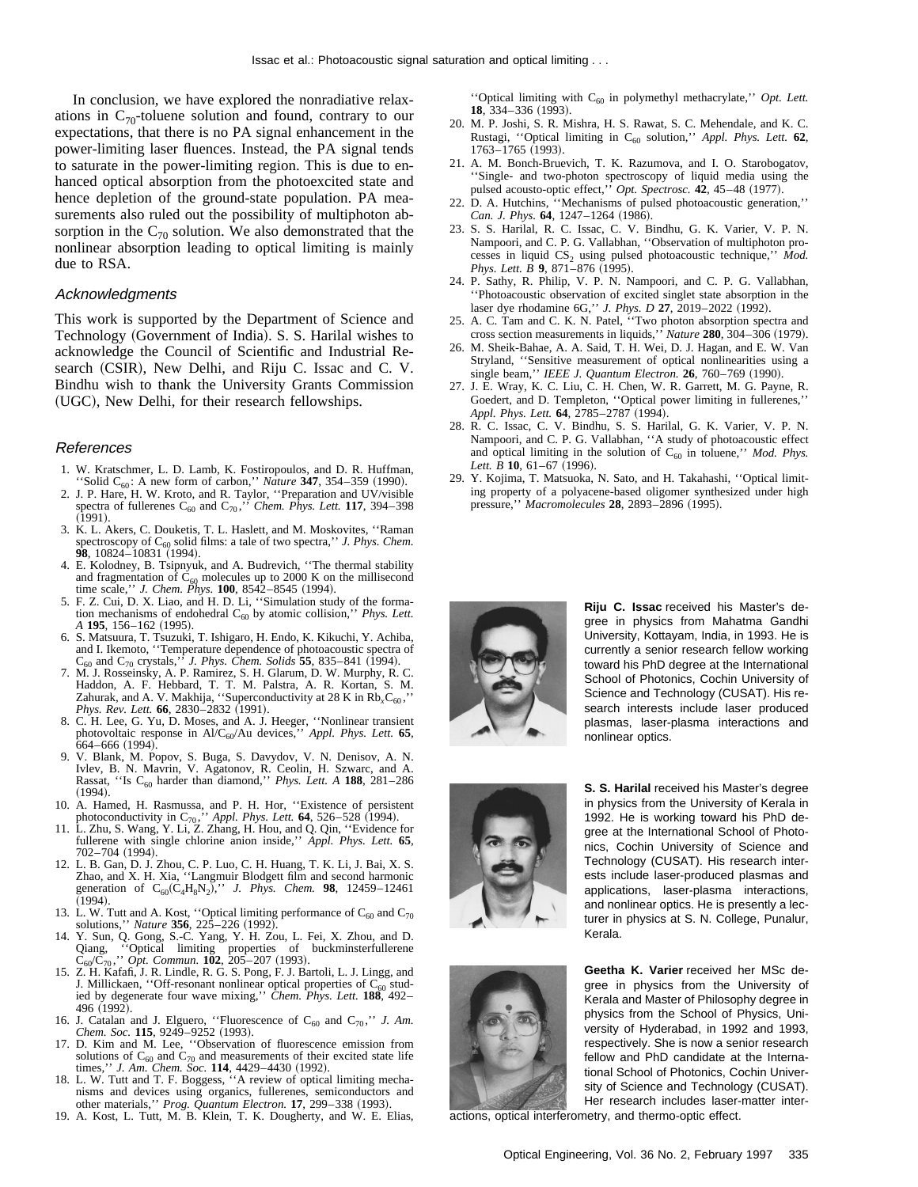In conclusion, we have explored the nonradiative relaxations in $C_{70}$-toluene solution and found, contrary to our expectations, that there is no PA signal enhancement in the power-limiting laser fluences. Instead, the PA signal tends to saturate in the power-limiting region. This is due to enhanced optical absorption from the photoexcited state and hence depletion of the ground-state population. PA measurements also ruled out the possibility of multiphoton absorption in the $C_{70}$ solution. We also demonstrated that the nonlinear absorption leading to optical limiting is mainly due to RSA.

### *Acknowledgments*

This work is supported by the Department of Science and Technology (Government of India). S. S. Harilal wishes to acknowledge the Council of Scientific and Industrial Research (CSIR), New Delhi, and Riju C. Issac and C. V. Bindhu wish to thank the University Grants Commission (UGC), New Delhi, for their research fellowships.

### *References*

1. W. Kratschmer, L. D. Lamb, K. Fostiropoulos, and D. R. Huffman, ''Solid $C_{60}$: A new form of carbon,'' *Nature* **347**, 354–359 (1990).
2. J. P. Hare, H. W. Kroto, and R. Taylor, ''Preparation and UV/visible spectra of fullerenes $C_{60}$ and $C_{70}$,'' *Chem. Phys. Lett.* **117**, 394–398 (1991).
3. K. L. Akers, C. Douketis, T. L. Haslett, and M. Moskovites, ''Raman spectroscopy of $C_{60}$ solid films: a tale of two spectra,'' *J. Phys. Chem.* **98**, 10824–10831 (1994).
4. E. Kolodney, B. Tsipnyuk, and A. Budrevich, ''The thermal stability and fragmentation of $C_{60}$ molecules up to 2000 K on the millisecond time scale,'' *J. Chem. Phys.* **100**, 8542–8545 (1994).
5. F. Z. Cui, D. X. Liao, and H. D. Li, ''Simulation study of the formation mechanisms of endohedral $C_{60}$ by atomic collision,'' *Phys. Lett. A* **195**, 156–162 (1995).
6. S. Matsuura, T. Tsuzuki, T. Ishigaro, H. Endo, K. Kikuchi, Y. Achiba, and I. Ikemoto, ''Temperature dependence of photoacoustic spectra of $C_{60}$ and $C_{70}$ crystals,'' *J. Phys. Chem. Solids* **55**, 835–841 (1994).
7. M. J. Rosseinsky, A. P. Ramirez, S. H. Glarum, D. W. Murphy, R. C. Haddon, A. F. Hebbard, T. T. M. Palstra, A. R. Kortan, S. M. Zahurak, and A. V. Makhija, ''Superconductivity at 28 K in $Rb_xC_{60}$,'' *Phys. Rev. Lett.* **66**, 2830–2832 (1991).
8. C. H. Lee, G. Yu, D. Moses, and A. J. Heeger, ''Nonlinear transient photovoltaic response in $Al/C_{60}/Au$ devices,'' *Appl. Phys. Lett.* **65**, 664–666 (1994).
9. V. Blank, M. Popov, S. Buga, S. Davydov, V. N. Denisov, A. N. Ivlev, B. N. Mavrin, V. Agatonov, R. Ceolin, H. Szwarc, and A. Rassat, ''Is $C_{60}$ harder than diamond,'' *Phys. Lett. A* **188**, 281–286 (1994).
10. A. Hamed, H. Rasmussa, and P. H. Hor, ''Existence of persistent photoconductivity in $C_{70}$,'' *Appl. Phys. Lett.* **64**, 526–528 (1994).
11. L. Zhu, S. Wang, Y. Li, Z. Zhang, H. Hou, and Q. Qin, ''Evidence for fullerene with single chlorine anion inside,'' *Appl. Phys. Lett.* **65**, 702–704 (1994).
12. L. B. Gan, D. J. Zhou, C. P. Luo, C. H. Huang, T. K. Li, J. Bai, X. S. Zhao, and X. H. Xia, ''Langmuir Blodgett film and second harmonic generation of $C_{60}(C_4H_8N_2)$,'' *J. Phys. Chem.* **98**, 12459–12461 (1994).
13. L. W. Tutt and A. Kost, ''Optical limiting performance of $C_{60}$ and $C_{70}$ solutions,'' *Nature* **356**, 225–226 (1992).
14. Y. Sun, Q. Gong, S.-C. Yang, Y. H. Zou, L. Fei, X. Zhou, and D. Qiang, ''Optical limiting properties of buckminsterfullerene $C_{60}/C_{70}$,'' *Opt. Commun.* **102**, 205–207 (1993).
15. Z. H. Kafafi, J. R. Lindle, R. G. S. Pong, F. J. Bartoli, L. J. Lingg, and J. Millickaen, ''Off-resonant nonlinear optical properties of $C_{60}$ studied by degenerate four wave mixing,'' *Chem. Phys. Lett.* **188**, 492–496 (1992).
16. J. Catalan and J. Elguero, ''Fluorescence of $C_{60}$ and $C_{70}$,'' *J. Am. Chem. Soc.* **115**, 9249–9252 (1993).
17. D. Kim and M. Lee, ''Observation of fluorescence emission from solutions of $C_{60}$ and $C_{70}$ and measurements of their excited state life times,'' *J. Am. Chem. Soc.* **114**, 4429–4430 (1992).
18. L. W. Tutt and T. F. Boggess, ''A review of optical limiting mechanisms and devices using organics, fullerenes, semiconductors and other materials,'' *Prog. Quantum Electron.* **17**, 299–338 (1993).
19. A. Kost, L. Tutt, M. B. Klein, T. K. Dougherty, and W. E. Elias, ''Optical limiting with $C_{60}$ in polymethyl methacrylate,'' *Opt. Lett.* **18**, 334–336 (1993).
20. M. P. Joshi, S. R. Mishra, H. S. Rawat, S. C. Mehendale, and K. C. Rustagi, ''Optical limiting in $C_{60}$ solution,'' *Appl. Phys. Lett.* **62**, 1763–1765 (1993).
21. A. M. Bonch-Bruevich, T. K. Razumova, and I. O. Starobogatov, ''Single- and two-photon spectroscopy of liquid media using the pulsed acousto-optic effect,'' *Opt. Spectrosc.* **42**, 45–48 (1977).
22. D. A. Hutchins, ''Mechanisms of pulsed photoacoustic generation,'' *Can. J. Phys.* **64**, 1247–1264 (1986).
23. S. S. Harilal, R. C. Issac, C. V. Bindhu, G. K. Varier, V. P. N. Nampoori, and C. P. G. Vallabhan, ''Observation of multiphoton processes in liquid $CS_2$ using pulsed photoacoustic technique,'' *Mod. Phys. Lett. B* **9**, 871–876 (1995).
24. P. Sathy, R. Philip, V. P. N. Nampoori, and C. P. G. Vallabhan, ''Photoacoustic observation of excited singlet state absorption in the laser dye rhodamine 6G,'' *J. Phys. D* **27**, 2019–2022 (1992).
25. A. C. Tam and C. K. N. Patel, ''Two photon absorption spectra and cross section measurements in liquids,'' *Nature* **280**, 304–306 (1979).
26. M. Sheik-Bahae, A. A. Said, T. H. Wei, D. J. Hagan, and E. W. Van Stryland, ''Sensitive measurement of optical nonlinearities using a single beam,'' *IEEE J. Quantum Electron.* **26**, 760–769 (1990).
27. J. E. Wray, K. C. Liu, C. H. Chen, W. R. Garrett, M. G. Payne, R. Goedert, and D. Templeton, ''Optical power limiting in fullerenes,'' *Appl. Phys. Lett.* **64**, 2785–2787 (1994).
28. R. C. Issac, C. V. Bindhu, S. S. Harilal, G. K. Varier, V. P. N. Nampoori, and C. P. G. Vallabhan, ''A study of photoacoustic effect and optical limiting in the solution of $C_{60}$ in toluene,'' *Mod. Phys. Lett. B* **10**, 61–67 (1996).
29. Y. Kojima, T. Matsuoka, N. Sato, and H. Takahashi, ''Optical limiting property of a polyacene-based oligomer synthesized under high pressure,'' *Macromolecules* **28**, 2893–2896 (1995).

**Riju C. Issac** received his Master's degree in physics from Mahatma Gandhi University, Kottayam, India, in 1993. He is currently a senior research fellow working toward his PhD degree at the International School of Photonics, Cochin University of Science and Technology (CUSAT). His research interests include laser produced plasmas, laser-plasma interactions and nonlinear optics.

**S. S. Harilal** received his Master's degree in physics from the University of Kerala in 1992. He is working toward his PhD degree at the International School of Photonics, Cochin University of Science and Technology (CUSAT). His research interests include laser-produced plasmas and applications, laser-plasma interactions, and nonlinear optics. He is presently a lecturer in physics at S. N. College, Punalur, Kerala.

**Geetha K. Varier** received her MSc degree in physics from the University of Kerala and Master of Philosophy degree in physics from the School of Physics, University of Hyderabad, in 1992 and 1993, respectively. She is now a senior research fellow and PhD candidate at the International School of Photonics, Cochin University of Science and Technology (CUSAT). Her research includes laser-matter interactions, optical interferometry, and thermo-optic effect.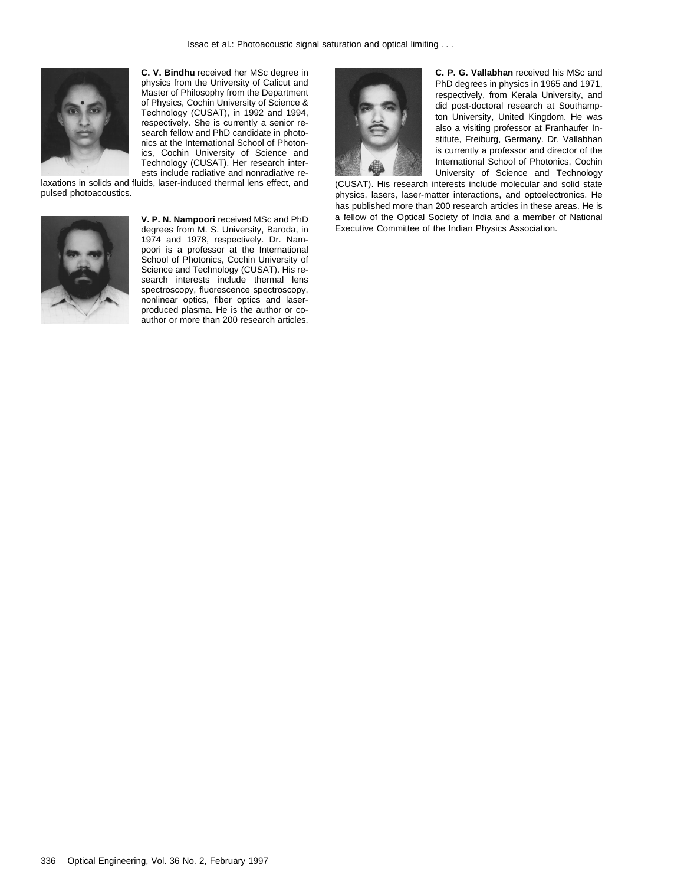**C. V. Bindhu** received her MSc degree in physics from the University of Calicut and Master of Philosophy from the Department of Physics, Cochin University of Science & Technology (CUSAT), in 1992 and 1994, respectively. She is currently a senior research fellow and PhD candidate in photonics at the International School of Photonics, Cochin University of Science and Technology (CUSAT). Her research interests include radiative and nonradiative relaxations in solids and fluids, laser-induced thermal lens effect, and pulsed photoacoustics.

**V. P. N. Nampoori** received MSc and PhD degrees from M. S. University, Baroda, in 1974 and 1978, respectively. Dr. Nampoori is a professor at the International School of Photonics, Cochin University of Science and Technology (CUSAT). His research interests include thermal lens spectroscopy, fluorescence spectroscopy, nonlinear optics, fiber optics and laser-produced plasma. He is the author or coauthor or more than 200 research articles.

**C. P. G. Vallabhan** received his MSc and PhD degrees in physics in 1965 and 1971, respectively, from Kerala University, and did post-doctoral research at Southampton University, United Kingdom. He was also a visiting professor at Franhaufer Institute, Freiburg, Germany. Dr. Vallabhan is currently a professor and director of the International School of Photonics, Cochin University of Science and Technology (CUSAT). His research interests include molecular and solid state physics, lasers, laser-matter interactions, and optoelectronics. He has published more than 200 research articles in these areas. He is a fellow of the Optical Society of India and a member of National Executive Committee of the Indian Physics Association.